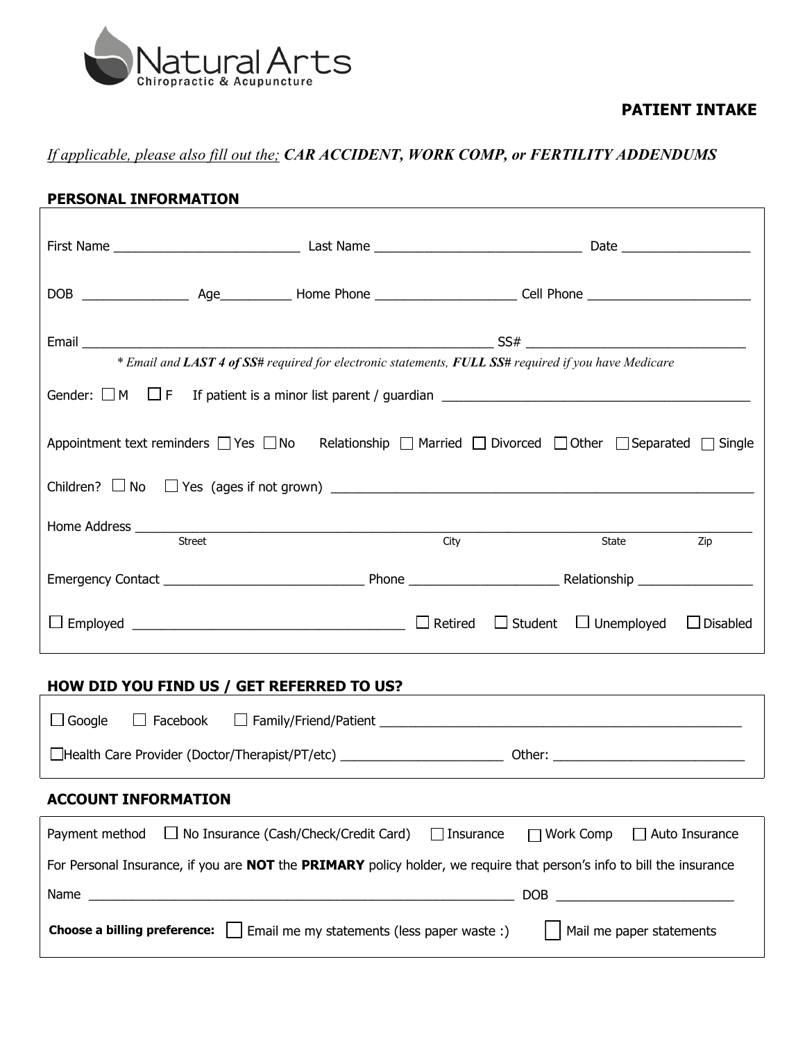Natural Arts
Chiropractic & Acupuncture

## PATIENT INTAKE

*<u>If applicable, please also fill out the;</u>* ***CAR ACCIDENT, WORK COMP, or FERTILITY ADDENDUMS***

### PERSONAL INFORMATION

First Name ______________________ Last Name ________________________ Date _______________

DOB _____________ Age_________ Home Phone _________________ Cell Phone ____________________

Email ____________________________________________________ SS# __________________________

*\* Email and **LAST 4 of SS#** required for electronic statements, **FULL SS#** required if you have Medicare*

Gender: ☐ M ☐ F If patient is a minor list parent / guardian ______________________________________

Appointment text reminders ☐ Yes ☐ No Relationship ☐ Married ☐ Divorced ☐ Other ☐ Separated ☐ Single

Children? ☐ No ☐ Yes (ages if not grown) ___________________________________________________

Home Address ______________________________________________________________________
Street City State Zip

Emergency Contact _________________________ Phone __________________ Relationship ______________

☐ Employed __________________________________ ☐ Retired ☐ Student ☐ Unemployed ☐ Disabled

### HOW DID YOU FIND US / GET REFERRED TO US?

☐ Google ☐ Facebook ☐ Family/Friend/Patient ______________________________________________

☐ Health Care Provider (Doctor/Therapist/PT/etc) ____________________ Other: _______________________

### ACCOUNT INFORMATION

Payment method ☐ No Insurance (Cash/Check/Credit Card) ☐ Insurance ☐ Work Comp ☐ Auto Insurance

For Personal Insurance, if you are **NOT** the **PRIMARY** policy holder, we require that person's info to bill the insurance

Name _____________________________________________________ DOB _____________________

**Choose a billing preference:** ☐ Email me my statements (less paper waste :) ☐ Mail me paper statements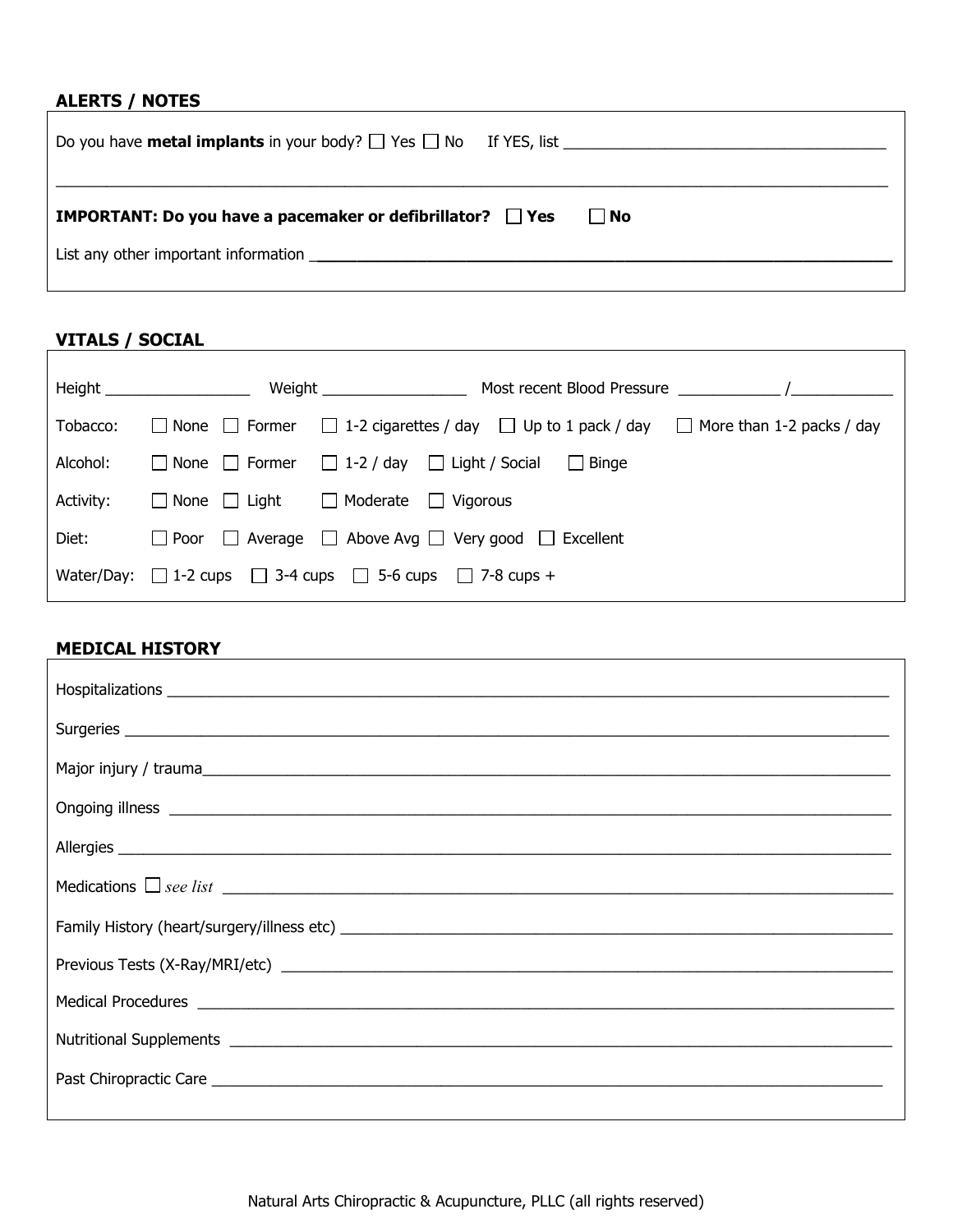## ALERTS / NOTES

Do you have **metal implants** in your body? ☐ Yes ☐ No If YES, list ______________________________________

_____________________________________________________________________________________________

**IMPORTANT: Do you have a pacemaker or defibrillator? ☐ Yes ☐ No**

List any other important information ______________________________________________________________

## VITALS / SOCIAL

Height _________________ Weight _________________ Most recent Blood Pressure ____________ /____________

Tobacco: ☐ None ☐ Former ☐ 1-2 cigarettes / day ☐ Up to 1 pack / day ☐ More than 1-2 packs / day

Alcohol: ☐ None ☐ Former ☐ 1-2 / day ☐ Light / Social ☐ Binge

Activity: ☐ None ☐ Light ☐ Moderate ☐ Vigorous

Diet: ☐ Poor ☐ Average ☐ Above Avg ☐ Very good ☐ Excellent

Water/Day: ☐ 1-2 cups ☐ 3-4 cups ☐ 5-6 cups ☐ 7-8 cups +

## MEDICAL HISTORY

Hospitalizations ____________________________________________________________________________

Surgeries ___________________________________________________________________________________

Major injury / trauma_________________________________________________________________________

Ongoing illness _____________________________________________________________________________

Allergies ___________________________________________________________________________________

Medications ☐ *see list* _______________________________________________________________________

Family History (heart/surgery/illness etc) ________________________________________________________

Previous Tests (X-Ray/MRI/etc) ________________________________________________________________

Medical Procedures __________________________________________________________________________

Nutritional Supplements ______________________________________________________________________

Past Chiropractic Care ________________________________________________________________________

Natural Arts Chiropractic & Acupuncture, PLLC (all rights reserved)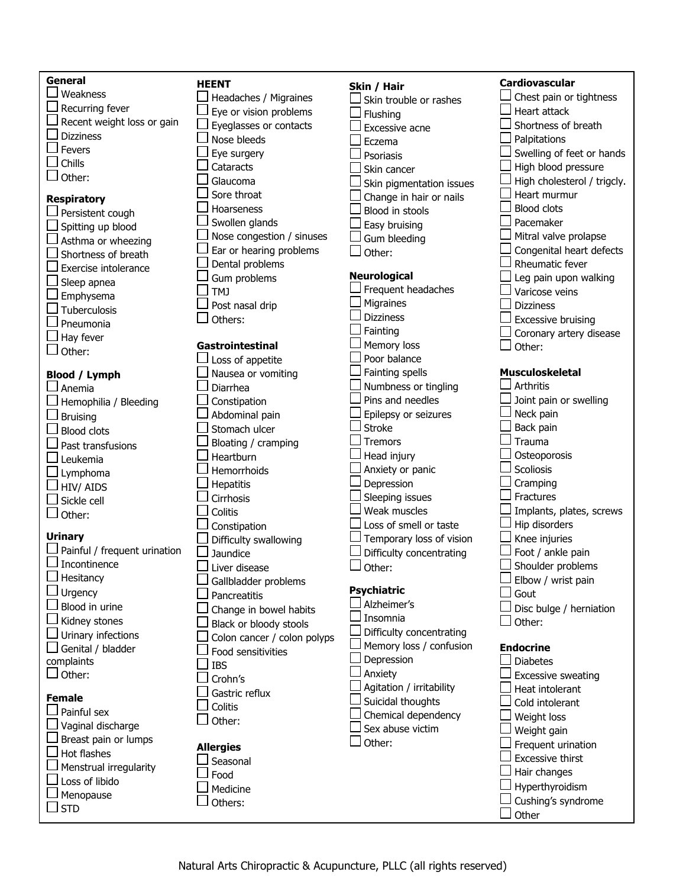**General**

- [ ] Weakness
- [ ] Recurring fever
- [ ] Recent weight loss or gain
- [ ] Dizziness
- [ ] Fevers
- [ ] Chills
- [ ] Other:

**Respiratory**

- [ ] Persistent cough
- [ ] Spitting up blood
- [ ] Asthma or wheezing
- [ ] Shortness of breath
- [ ] Exercise intolerance
- [ ] Sleep apnea
- [ ] Emphysema
- [ ] Tuberculosis
- [ ] Pneumonia
- [ ] Hay fever
- [ ] Other:

**Blood / Lymph**

- [ ] Anemia
- [ ] Hemophilia / Bleeding
- [ ] Bruising
- [ ] Blood clots
- [ ] Past transfusions
- [ ] Leukemia
- [ ] Lymphoma
- [ ] HIV/ AIDS
- [ ] Sickle cell
- [ ] Other:

**Urinary**

- [ ] Painful / frequent urination
- [ ] Incontinence
- [ ] Hesitancy
- [ ] Urgency
- [ ] Blood in urine
- [ ] Kidney stones
- [ ] Urinary infections
- [ ] Genital / bladder complaints
- [ ] Other:

**Female**

- [ ] Painful sex
- [ ] Vaginal discharge
- [ ] Breast pain or lumps
- [ ] Hot flashes
- [ ] Menstrual irregularity
- [ ] Loss of libido
- [ ] Menopause
- [ ] STD

**HEENT**

- [ ] Headaches / Migraines
- [ ] Eye or vision problems
- [ ] Eyeglasses or contacts
- [ ] Nose bleeds
- [ ] Eye surgery
- [ ] Cataracts
- [ ] Glaucoma
- [ ] Sore throat
- [ ] Hoarseness
- [ ] Swollen glands
- [ ] Nose congestion / sinuses
- [ ] Ear or hearing problems
- [ ] Dental problems
- [ ] Gum problems
- [ ] TMJ
- [ ] Post nasal drip
- [ ] Others:

**Gastrointestinal**

- [ ] Loss of appetite
- [ ] Nausea or vomiting
- [ ] Diarrhea
- [ ] Constipation
- [ ] Abdominal pain
- [ ] Stomach ulcer
- [ ] Bloating / cramping
- [ ] Heartburn
- [ ] Hemorrhoids
- [ ] Hepatitis
- [ ] Cirrhosis
- [ ] Colitis
- [ ] Constipation
- [ ] Difficulty swallowing
- [ ] Jaundice
- [ ] Liver disease
- [ ] Gallbladder problems
- [ ] Pancreatitis
- [ ] Change in bowel habits
- [ ] Black or bloody stools
- [ ] Colon cancer / colon polyps
- [ ] Food sensitivities
- [ ] IBS
- [ ] Crohn's
- [ ] Gastric reflux
- [ ] Colitis
- [ ] Other:

**Allergies**

- [ ] Seasonal
- [ ] Food
- [ ] Medicine
- [ ] Others:

**Skin / Hair**

- [ ] Skin trouble or rashes
- [ ] Flushing
- [ ] Excessive acne
- [ ] Eczema
- [ ] Psoriasis
- [ ] Skin cancer
- [ ] Skin pigmentation issues
- [ ] Change in hair or nails
- [ ] Blood in stools
- [ ] Easy bruising
- [ ] Gum bleeding
- [ ] Other:

**Neurological**

- [ ] Frequent headaches
- [ ] Migraines
- [ ] Dizziness
- [ ] Fainting
- [ ] Memory loss
- [ ] Poor balance
- [ ] Fainting spells
- [ ] Numbness or tingling
- [ ] Pins and needles
- [ ] Epilepsy or seizures
- [ ] Stroke
- [ ] Tremors
- [ ] Head injury
- [ ] Anxiety or panic
- [ ] Depression
- [ ] Sleeping issues
- [ ] Weak muscles
- [ ] Loss of smell or taste
- [ ] Temporary loss of vision
- [ ] Difficulty concentrating
- [ ] Other:

**Psychiatric**

- [ ] Alzheimer's
- [ ] Insomnia
- [ ] Difficulty concentrating
- [ ] Memory loss / confusion
- [ ] Depression
- [ ] Anxiety
- [ ] Agitation / irritability
- [ ] Suicidal thoughts
- [ ] Chemical dependency
- [ ] Sex abuse victim
- [ ] Other:

**Cardiovascular**

- [ ] Chest pain or tightness
- [ ] Heart attack
- [ ] Shortness of breath
- [ ] Palpitations
- [ ] Swelling of feet or hands
- [ ] High blood pressure
- [ ] High cholesterol / trigcly.
- [ ] Heart murmur
- [ ] Blood clots
- [ ] Pacemaker
- [ ] Mitral valve prolapse
- [ ] Congenital heart defects
- [ ] Rheumatic fever
- [ ] Leg pain upon walking
- [ ] Varicose veins
- [ ] Dizziness
- [ ] Excessive bruising
- [ ] Coronary artery disease
- [ ] Other:

**Musculoskeletal**

- [ ] Arthritis
- [ ] Joint pain or swelling
- [ ] Neck pain
- [ ] Back pain
- [ ] Trauma
- [ ] Osteoporosis
- [ ] Scoliosis
- [ ] Cramping
- [ ] Fractures
- [ ] Implants, plates, screws
- [ ] Hip disorders
- [ ] Knee injuries
- [ ] Foot / ankle pain
- [ ] Shoulder problems
- [ ] Elbow / wrist pain
- [ ] Gout
- [ ] Disc bulge / herniation
- [ ] Other:

**Endocrine**

- [ ] Diabetes
- [ ] Excessive sweating
- [ ] Heat intolerant
- [ ] Cold intolerant
- [ ] Weight loss
- [ ] Weight gain
- [ ] Frequent urination
- [ ] Excessive thirst
- [ ] Hair changes
- [ ] Hyperthyroidism
- [ ] Cushing's syndrome
- [ ] Other

Natural Arts Chiropractic & Acupuncture, PLLC (all rights reserved)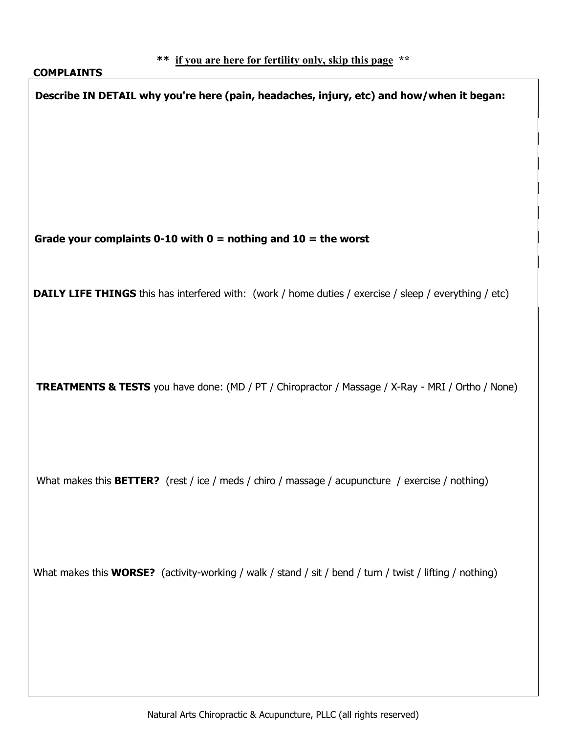**\*\* if you are here for fertility only, skip this page \*\***

## COMPLAINTS

**Describe IN DETAIL why you're here (pain, headaches, injury, etc) and how/when it began:**

**Grade your complaints 0-10 with 0 = nothing and 10 = the worst**

**DAILY LIFE THINGS** this has interfered with: (work / home duties / exercise / sleep / everything / etc)

**TREATMENTS & TESTS** you have done: (MD / PT / Chiropractor / Massage / X-Ray - MRI / Ortho / None)

What makes this **BETTER?** (rest / ice / meds / chiro / massage / acupuncture / exercise / nothing)

What makes this **WORSE?** (activity-working / walk / stand / sit / bend / turn / twist / lifting / nothing)

Natural Arts Chiropractic & Acupuncture, PLLC (all rights reserved)